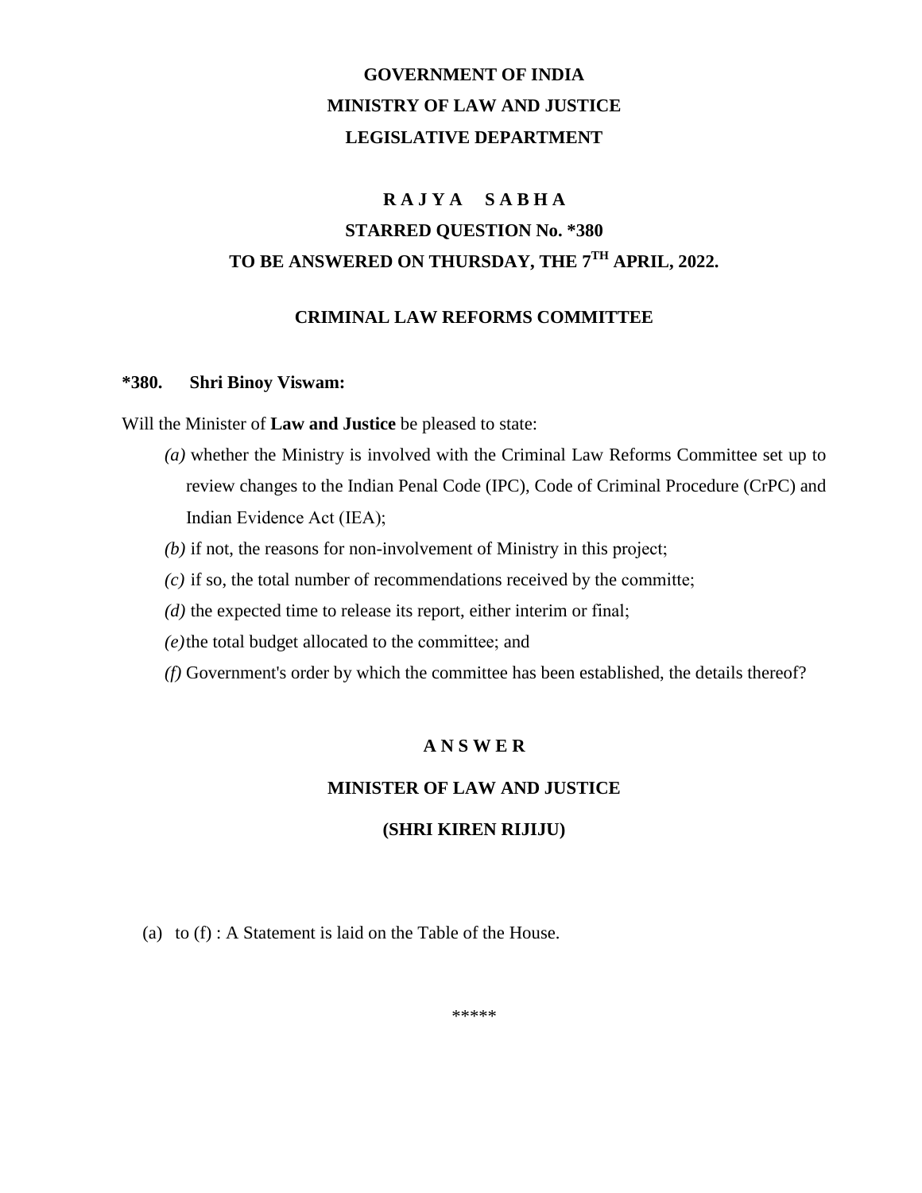**GOVERNMENT OF INDIA**

**MINISTRY OF LAW AND JUSTICE**

**LEGISLATIVE DEPARTMENT**

**R A J Y A S A B H A**

**STARRED QUESTION No. *380**

**TO BE ANSWERED ON THURSDAY, THE 7TH APRIL, 2022.**

**CRIMINAL LAW REFORMS COMMITTEE**

**\*380. Shri Binoy Viswam:**

Will the Minister of **Law and Justice** be pleased to state:

*(a)* whether the Ministry is involved with the Criminal Law Reforms Committee set up to review changes to the Indian Penal Code (IPC), Code of Criminal Procedure (CrPC) and Indian Evidence Act (IEA);

*(b)* if not, the reasons for non-involvement of Ministry in this project;

*(c)* if so, the total number of recommendations received by the committe;

*(d)* the expected time to release its report, either interim or final;

*(e)* the total budget allocated to the committee; and

*(f)* Government's order by which the committee has been established, the details thereof?

**A N S W E R**

**MINISTER OF LAW AND JUSTICE**

**(SHRI KIREN RIJIJU)**

(a) to (f) : A Statement is laid on the Table of the House.

\*\*\*\*\*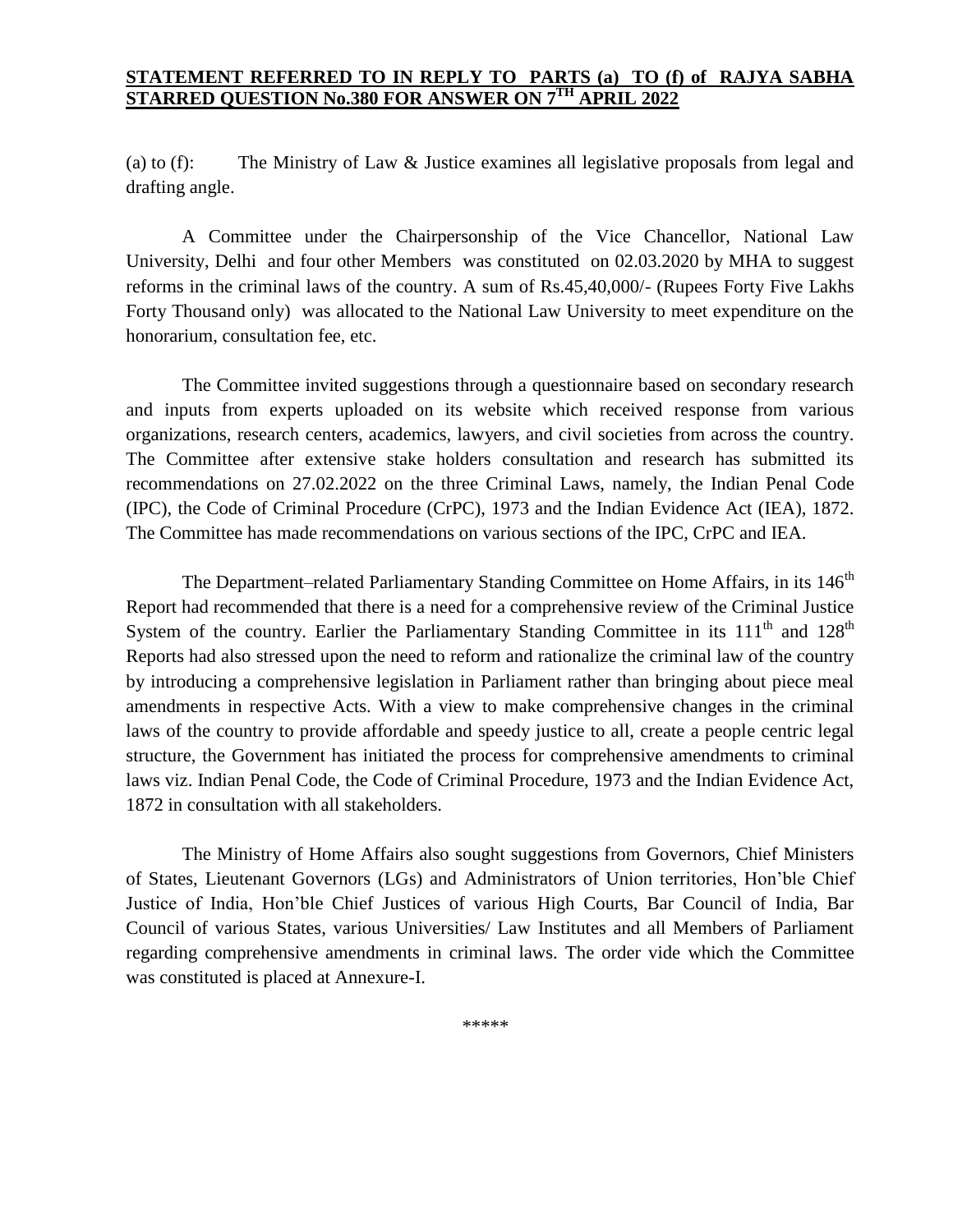**STATEMENT REFERRED TO IN REPLY TO PARTS (a) TO (f) of RAJYA SABHA STARRED QUESTION No.380 FOR ANSWER ON 7TH APRIL 2022**

(a) to (f): The Ministry of Law & Justice examines all legislative proposals from legal and drafting angle.

A Committee under the Chairpersonship of the Vice Chancellor, National Law University, Delhi and four other Members was constituted on 02.03.2020 by MHA to suggest reforms in the criminal laws of the country. A sum of Rs.45,40,000/- (Rupees Forty Five Lakhs Forty Thousand only) was allocated to the National Law University to meet expenditure on the honorarium, consultation fee, etc.

The Committee invited suggestions through a questionnaire based on secondary research and inputs from experts uploaded on its website which received response from various organizations, research centers, academics, lawyers, and civil societies from across the country. The Committee after extensive stake holders consultation and research has submitted its recommendations on 27.02.2022 on the three Criminal Laws, namely, the Indian Penal Code (IPC), the Code of Criminal Procedure (CrPC), 1973 and the Indian Evidence Act (IEA), 1872. The Committee has made recommendations on various sections of the IPC, CrPC and IEA.

The Department–related Parliamentary Standing Committee on Home Affairs, in its 146th Report had recommended that there is a need for a comprehensive review of the Criminal Justice System of the country. Earlier the Parliamentary Standing Committee in its 111th and 128th Reports had also stressed upon the need to reform and rationalize the criminal law of the country by introducing a comprehensive legislation in Parliament rather than bringing about piece meal amendments in respective Acts. With a view to make comprehensive changes in the criminal laws of the country to provide affordable and speedy justice to all, create a people centric legal structure, the Government has initiated the process for comprehensive amendments to criminal laws viz. Indian Penal Code, the Code of Criminal Procedure, 1973 and the Indian Evidence Act, 1872 in consultation with all stakeholders.

The Ministry of Home Affairs also sought suggestions from Governors, Chief Ministers of States, Lieutenant Governors (LGs) and Administrators of Union territories, Hon'ble Chief Justice of India, Hon'ble Chief Justices of various High Courts, Bar Council of India, Bar Council of various States, various Universities/ Law Institutes and all Members of Parliament regarding comprehensive amendments in criminal laws. The order vide which the Committee was constituted is placed at Annexure-I.

\*\*\*\*\*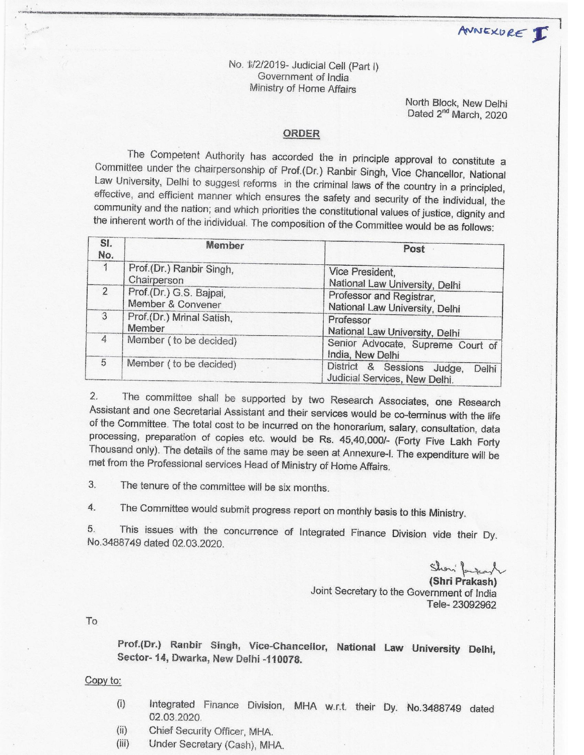ANNEXURE I

No. 1/2/2019- Judicial Cell (Part I)
Government of India
Ministry of Home Affairs

North Block, New Delhi
Dated 2nd March, 2020

## ORDER

The Competent Authority has accorded the in principle approval to constitute a Committee under the chairpersonship of Prof.(Dr.) Ranbir Singh, Vice Chancellor, National Law University, Delhi to suggest reforms in the criminal laws of the country in a principled, effective, and efficient manner which ensures the safety and security of the individual, the community and the nation; and which priorities the constitutional values of justice, dignity and the inherent worth of the individual. The composition of the Committee would be as follows:

| Sl. No. | Member | Post |
|---|---|---|
| 1 | Prof.(Dr.) Ranbir Singh, Chairperson | Vice President, National Law University, Delhi |
| 2 | Prof.(Dr.) G.S. Bajpai, Member & Convener | Professor and Registrar, National Law University, Delhi |
| 3 | Prof.(Dr.) Mrinal Satish, Member | Professor National Law University, Delhi |
| 4 | Member ( to be decided) | Senior Advocate, Supreme Court of India, New Delhi |
| 5 | Member ( to be decided) | District & Sessions Judge, Delhi Judicial Services, New Delhi. |

2. The committee shall be supported by two Research Associates, one Research Assistant and one Secretarial Assistant and their services would be co-terminus with the life of the Committee. The total cost to be incurred on the honorarium, salary, consultation, data processing, preparation of copies etc. would be Rs. 45,40,000/- (Forty Five Lakh Forty Thousand only). The details of the same may be seen at Annexure-I. The expenditure will be met from the Professional services Head of Ministry of Home Affairs.

3. The tenure of the committee will be six months.

4. The Committee would submit progress report on monthly basis to this Ministry.

5. This issues with the concurrence of Integrated Finance Division vide their Dy. No.3488749 dated 02.03.2020.

(Shri Prakash)
Joint Secretary to the Government of India
Tele- 23092962

To

**Prof.(Dr.) Ranbir Singh, Vice-Chancellor, National Law University Delhi, Sector- 14, Dwarka, New Delhi -110078.**

Copy to:

(i) Integrated Finance Division, MHA w.r.t. their Dy. No.3488749 dated 02.03.2020.
(ii) Chief Security Officer, MHA.
(iii) Under Secretary (Cash), MHA.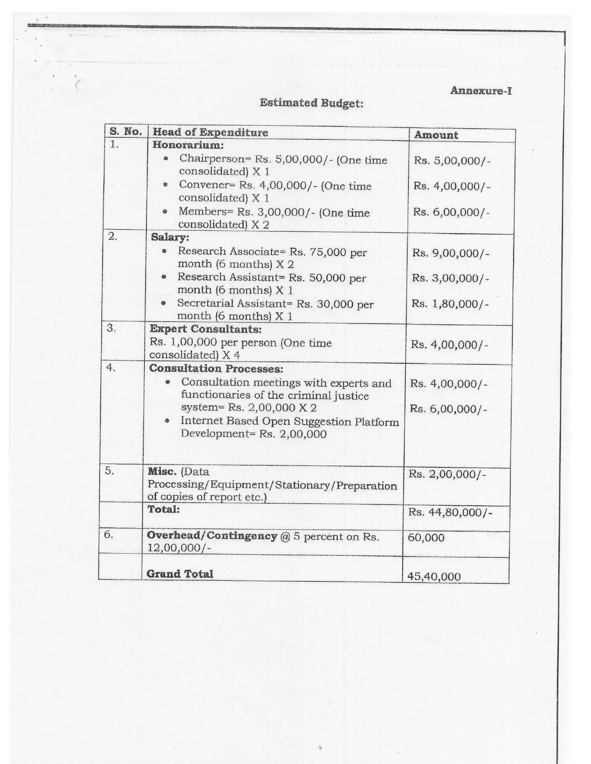**Annexure-I**

## Estimated Budget:

| S. No. | Head of Expenditure | Amount |
|---|---|---|
| 1. | **Honorarium:**<br>• Chairperson= Rs. 5,00,000/- (One time consolidated) X 1<br>• Convener= Rs. 4,00,000/- (One time consolidated) X 1<br>• Members= Rs. 3,00,000/- (One time consolidated) X 2 | <br>Rs. 5,00,000/-<br>Rs. 4,00,000/-<br>Rs. 6,00,000/- |
| 2. | **Salary:**<br>• Research Associate= Rs. 75,000 per month (6 months) X 2<br>• Research Assistant= Rs. 50,000 per month (6 months) X 1<br>• Secretarial Assistant= Rs. 30,000 per month (6 months) X 1 | <br>Rs. 9,00,000/-<br>Rs. 3,00,000/-<br>Rs. 1,80,000/- |
| 3. | **Expert Consultants:**<br>Rs. 1,00,000 per person (One time consolidated) X 4 | Rs. 4,00,000/- |
| 4. | **Consultation Processes:**<br>• Consultation meetings with experts and functionaries of the criminal justice system= Rs. 2,00,000 X 2<br>• Internet Based Open Suggestion Platform Development= Rs. 2,00,000 | Rs. 4,00,000/-<br>Rs. 6,00,000/- |
| 5. | **Misc.** (Data Processing/Equipment/Stationary/Preparation of copies of report etc.) | Rs. 2,00,000/- |
| | **Total:** | Rs. 44,80,000/- |
| 6. | **Overhead/Contingency** @ 5 percent on Rs. 12,00,000/- | 60,000 |
| | **Grand Total** | 45,40,000 |